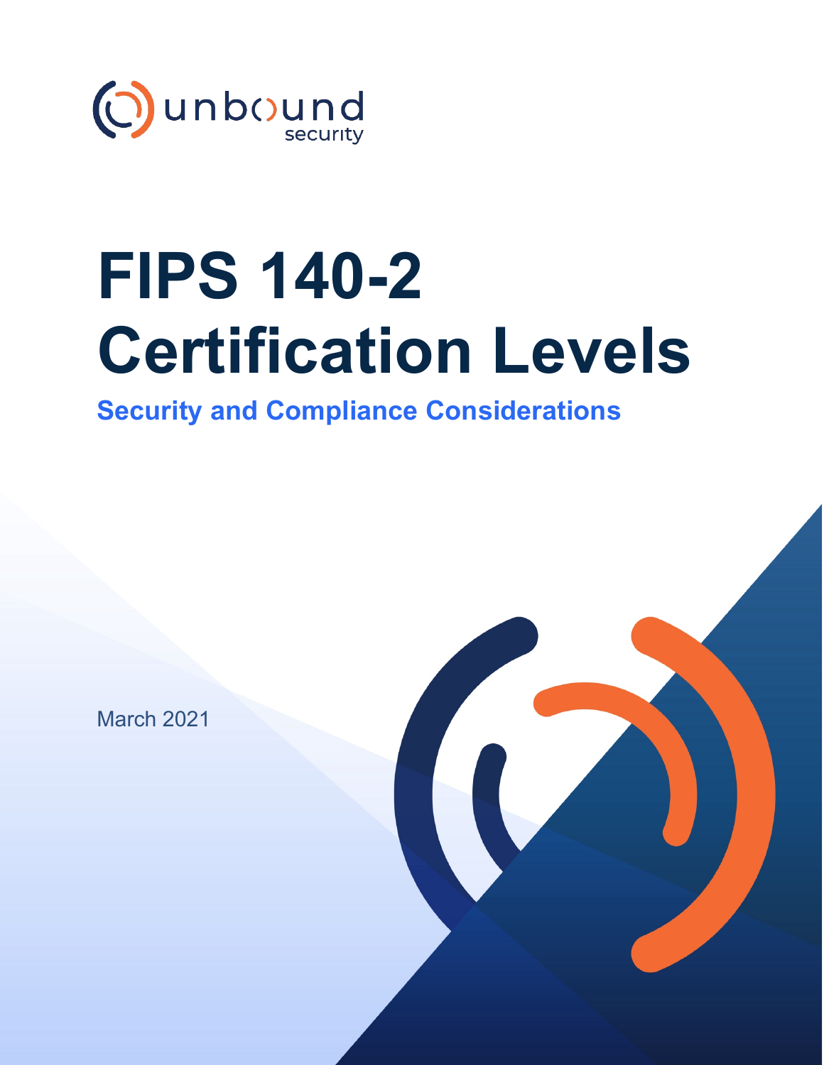unbound security

# FIPS 140-2 Certification Levels

## Security and Compliance Considerations

March 2021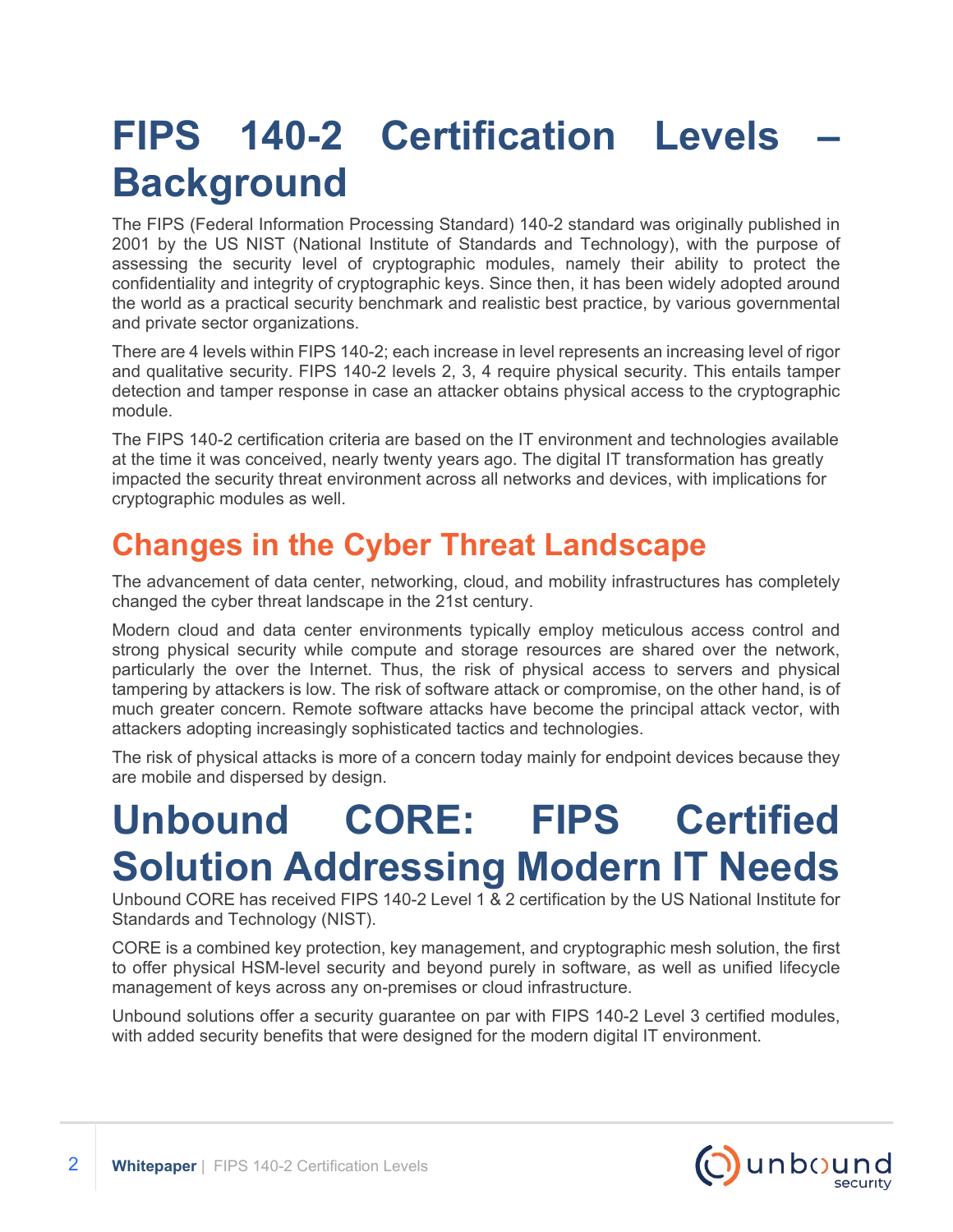# FIPS 140-2 Certification Levels – Background

The FIPS (Federal Information Processing Standard) 140-2 standard was originally published in 2001 by the US NIST (National Institute of Standards and Technology), with the purpose of assessing the security level of cryptographic modules, namely their ability to protect the confidentiality and integrity of cryptographic keys. Since then, it has been widely adopted around the world as a practical security benchmark and realistic best practice, by various governmental and private sector organizations.

There are 4 levels within FIPS 140-2; each increase in level represents an increasing level of rigor and qualitative security. FIPS 140-2 levels 2, 3, 4 require physical security. This entails tamper detection and tamper response in case an attacker obtains physical access to the cryptographic module.

The FIPS 140-2 certification criteria are based on the IT environment and technologies available at the time it was conceived, nearly twenty years ago. The digital IT transformation has greatly impacted the security threat environment across all networks and devices, with implications for cryptographic modules as well.

## Changes in the Cyber Threat Landscape

The advancement of data center, networking, cloud, and mobility infrastructures has completely changed the cyber threat landscape in the 21st century.

Modern cloud and data center environments typically employ meticulous access control and strong physical security while compute and storage resources are shared over the network, particularly the over the Internet. Thus, the risk of physical access to servers and physical tampering by attackers is low. The risk of software attack or compromise, on the other hand, is of much greater concern. Remote software attacks have become the principal attack vector, with attackers adopting increasingly sophisticated tactics and technologies.

The risk of physical attacks is more of a concern today mainly for endpoint devices because they are mobile and dispersed by design.

# Unbound CORE: FIPS Certified Solution Addressing Modern IT Needs

Unbound CORE has received FIPS 140-2 Level 1 & 2 certification by the US National Institute for Standards and Technology (NIST).

CORE is a combined key protection, key management, and cryptographic mesh solution, the first to offer physical HSM-level security and beyond purely in software, as well as unified lifecycle management of keys across any on-premises or cloud infrastructure.

Unbound solutions offer a security guarantee on par with FIPS 140-2 Level 3 certified modules, with added security benefits that were designed for the modern digital IT environment.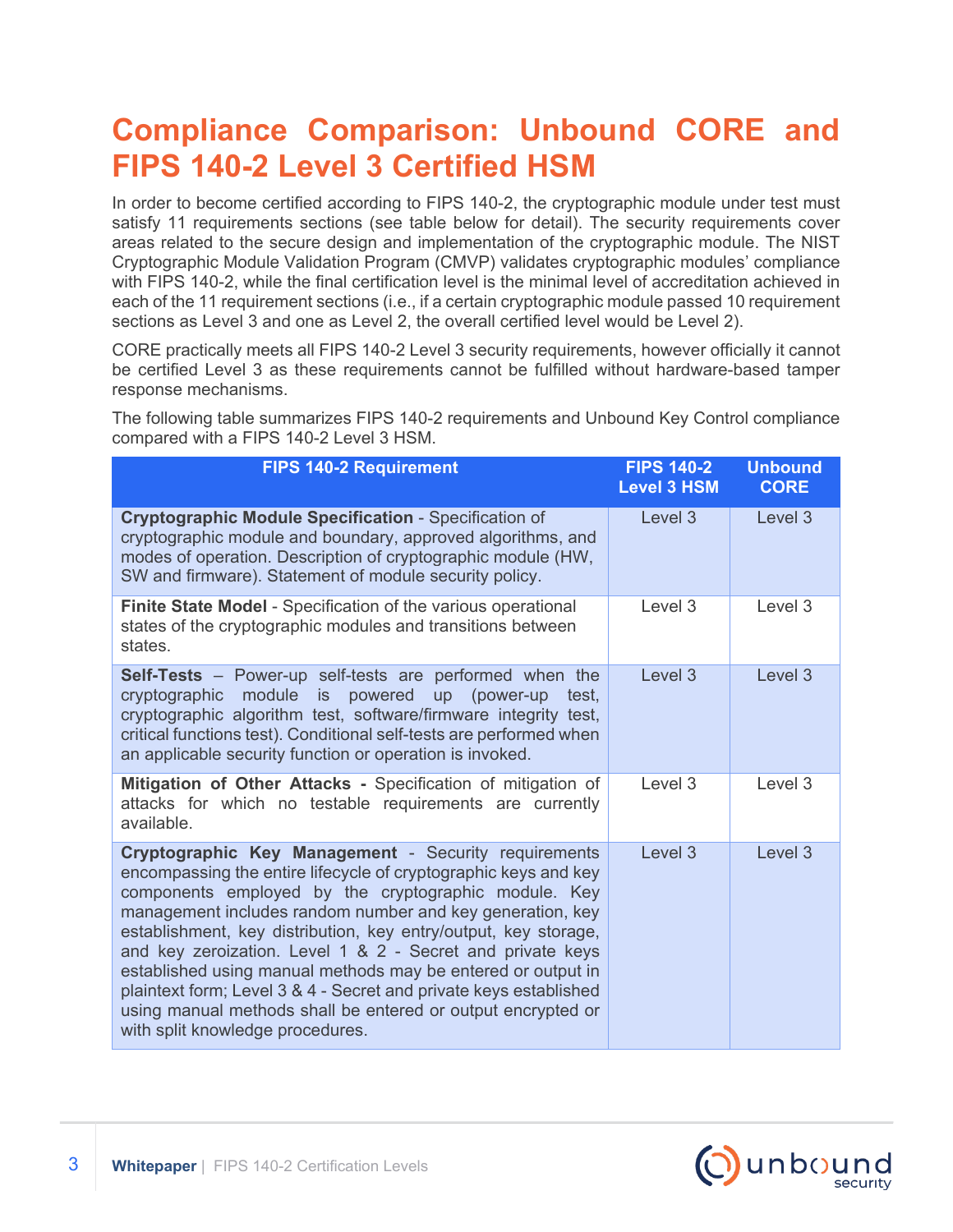# Compliance Comparison: Unbound CORE and FIPS 140-2 Level 3 Certified HSM

In order to become certified according to FIPS 140-2, the cryptographic module under test must satisfy 11 requirements sections (see table below for detail). The security requirements cover areas related to the secure design and implementation of the cryptographic module. The NIST Cryptographic Module Validation Program (CMVP) validates cryptographic modules' compliance with FIPS 140-2, while the final certification level is the minimal level of accreditation achieved in each of the 11 requirement sections (i.e., if a certain cryptographic module passed 10 requirement sections as Level 3 and one as Level 2, the overall certified level would be Level 2).

CORE practically meets all FIPS 140-2 Level 3 security requirements, however officially it cannot be certified Level 3 as these requirements cannot be fulfilled without hardware-based tamper response mechanisms.

The following table summarizes FIPS 140-2 requirements and Unbound Key Control compliance compared with a FIPS 140-2 Level 3 HSM.

| FIPS 140-2 Requirement | FIPS 140-2 Level 3 HSM | Unbound CORE |
|---|---|---|
| **Cryptographic Module Specification** - Specification of cryptographic module and boundary, approved algorithms, and modes of operation. Description of cryptographic module (HW, SW and firmware). Statement of module security policy. | Level 3 | Level 3 |
| **Finite State Model** - Specification of the various operational states of the cryptographic modules and transitions between states. | Level 3 | Level 3 |
| **Self-Tests** – Power-up self-tests are performed when the cryptographic module is powered up (power-up test, cryptographic algorithm test, software/firmware integrity test, critical functions test). Conditional self-tests are performed when an applicable security function or operation is invoked. | Level 3 | Level 3 |
| **Mitigation of Other Attacks -** Specification of mitigation of attacks for which no testable requirements are currently available. | Level 3 | Level 3 |
| **Cryptographic Key Management** - Security requirements encompassing the entire lifecycle of cryptographic keys and key components employed by the cryptographic module. Key management includes random number and key generation, key establishment, key distribution, key entry/output, key storage, and key zeroization. Level 1 & 2 - Secret and private keys established using manual methods may be entered or output in plaintext form; Level 3 & 4 - Secret and private keys established using manual methods shall be entered or output encrypted or with split knowledge procedures. | Level 3 | Level 3 |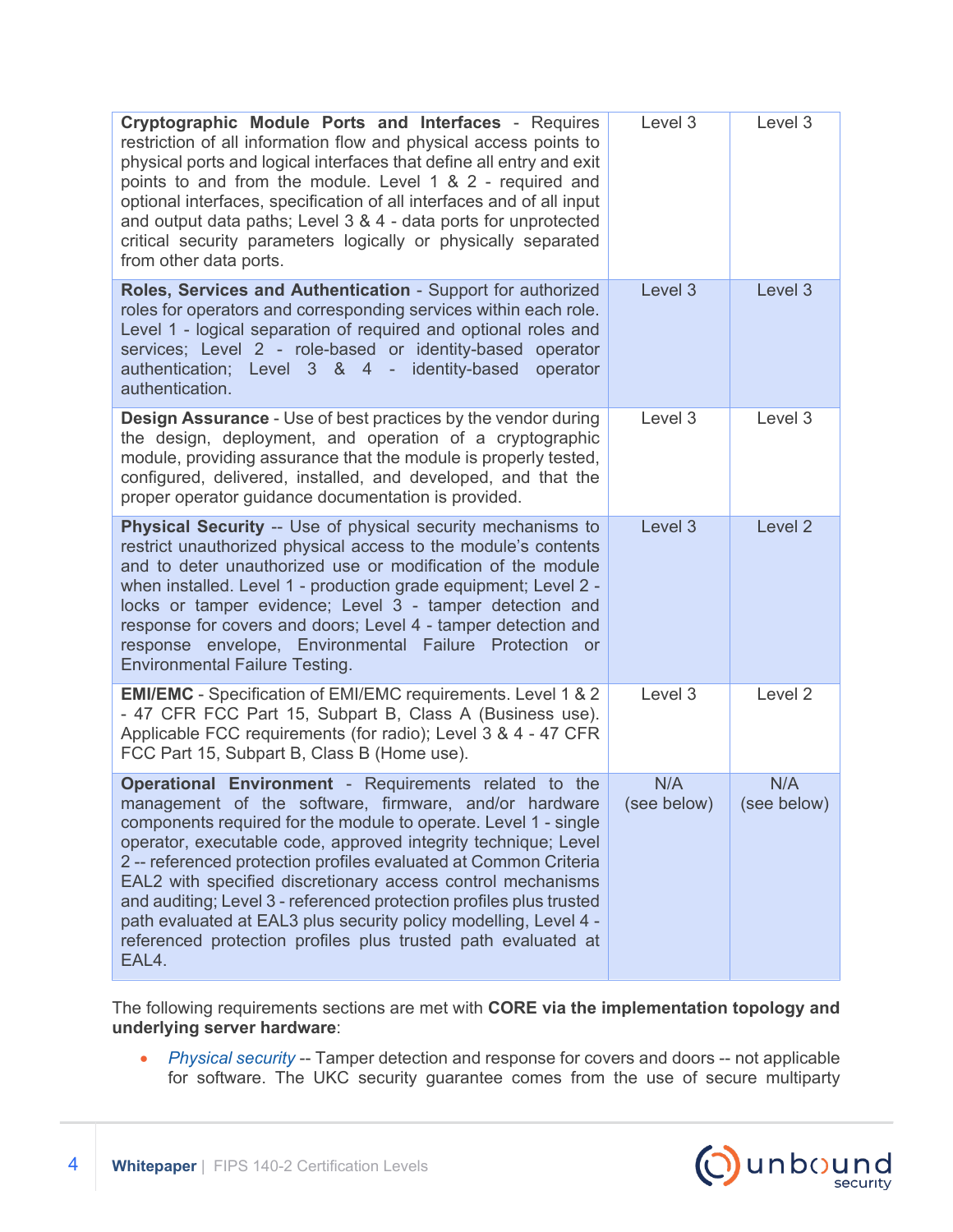| | | |
|---|---|---|
| **Cryptographic Module Ports and Interfaces** - Requires restriction of all information flow and physical access points to physical ports and logical interfaces that define all entry and exit points to and from the module. Level 1 & 2 - required and optional interfaces, specification of all interfaces and of all input and output data paths; Level 3 & 4 - data ports for unprotected critical security parameters logically or physically separated from other data ports. | Level 3 | Level 3 |
| **Roles, Services and Authentication** - Support for authorized roles for operators and corresponding services within each role. Level 1 - logical separation of required and optional roles and services; Level 2 - role-based or identity-based operator authentication; Level 3 & 4 - identity-based operator authentication. | Level 3 | Level 3 |
| **Design Assurance** - Use of best practices by the vendor during the design, deployment, and operation of a cryptographic module, providing assurance that the module is properly tested, configured, delivered, installed, and developed, and that the proper operator guidance documentation is provided. | Level 3 | Level 3 |
| **Physical Security** -- Use of physical security mechanisms to restrict unauthorized physical access to the module's contents and to deter unauthorized use or modification of the module when installed. Level 1 - production grade equipment; Level 2 - locks or tamper evidence; Level 3 - tamper detection and response for covers and doors; Level 4 - tamper detection and response envelope, Environmental Failure Protection or Environmental Failure Testing. | Level 3 | Level 2 |
| **EMI/EMC** - Specification of EMI/EMC requirements. Level 1 & 2 - 47 CFR FCC Part 15, Subpart B, Class A (Business use). Applicable FCC requirements (for radio); Level 3 & 4 - 47 CFR FCC Part 15, Subpart B, Class B (Home use). | Level 3 | Level 2 |
| **Operational Environment** - Requirements related to the management of the software, firmware, and/or hardware components required for the module to operate. Level 1 - single operator, executable code, approved integrity technique; Level 2 -- referenced protection profiles evaluated at Common Criteria EAL2 with specified discretionary access control mechanisms and auditing; Level 3 - referenced protection profiles plus trusted path evaluated at EAL3 plus security policy modelling, Level 4 - referenced protection profiles plus trusted path evaluated at EAL4. | N/A (see below) | N/A (see below) |

The following requirements sections are met with **CORE via the implementation topology and underlying server hardware**:

- *Physical security* -- Tamper detection and response for covers and doors -- not applicable for software. The UKC security guarantee comes from the use of secure multiparty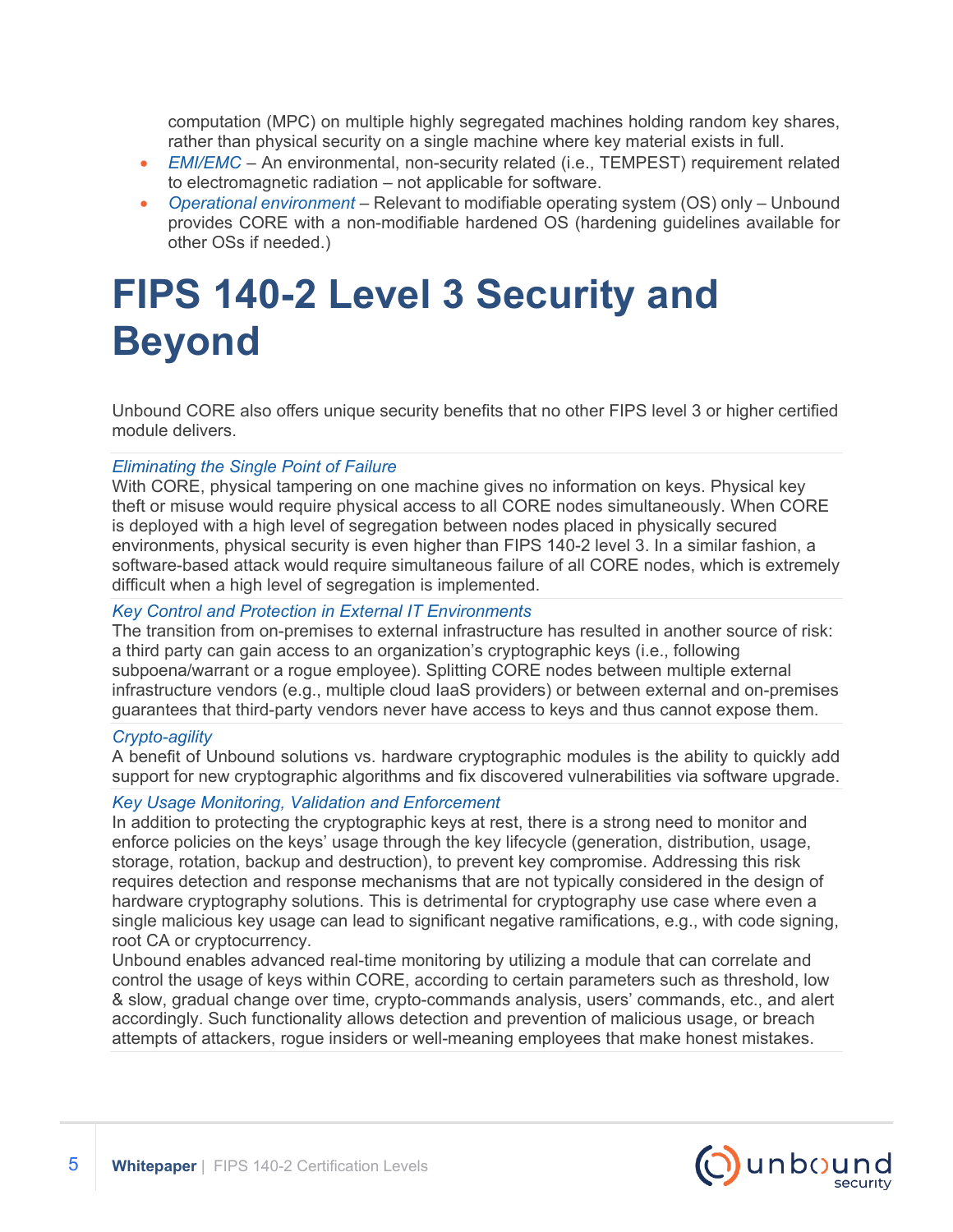computation (MPC) on multiple highly segregated machines holding random key shares, rather than physical security on a single machine where key material exists in full.

- *EMI/EMC* – An environmental, non-security related (i.e., TEMPEST) requirement related to electromagnetic radiation – not applicable for software.
- *Operational environment* – Relevant to modifiable operating system (OS) only – Unbound provides CORE with a non-modifiable hardened OS (hardening guidelines available for other OSs if needed.)

# FIPS 140-2 Level 3 Security and Beyond

Unbound CORE also offers unique security benefits that no other FIPS level 3 or higher certified module delivers.

*Eliminating the Single Point of Failure*

With CORE, physical tampering on one machine gives no information on keys. Physical key theft or misuse would require physical access to all CORE nodes simultaneously. When CORE is deployed with a high level of segregation between nodes placed in physically secured environments, physical security is even higher than FIPS 140-2 level 3. In a similar fashion, a software-based attack would require simultaneous failure of all CORE nodes, which is extremely difficult when a high level of segregation is implemented.

*Key Control and Protection in External IT Environments*

The transition from on-premises to external infrastructure has resulted in another source of risk: a third party can gain access to an organization's cryptographic keys (i.e., following subpoena/warrant or a rogue employee). Splitting CORE nodes between multiple external infrastructure vendors (e.g., multiple cloud IaaS providers) or between external and on-premises guarantees that third-party vendors never have access to keys and thus cannot expose them.

*Crypto-agility*

A benefit of Unbound solutions vs. hardware cryptographic modules is the ability to quickly add support for new cryptographic algorithms and fix discovered vulnerabilities via software upgrade.

*Key Usage Monitoring, Validation and Enforcement*

In addition to protecting the cryptographic keys at rest, there is a strong need to monitor and enforce policies on the keys' usage through the key lifecycle (generation, distribution, usage, storage, rotation, backup and destruction), to prevent key compromise. Addressing this risk requires detection and response mechanisms that are not typically considered in the design of hardware cryptography solutions. This is detrimental for cryptography use case where even a single malicious key usage can lead to significant negative ramifications, e.g., with code signing, root CA or cryptocurrency.

Unbound enables advanced real-time monitoring by utilizing a module that can correlate and control the usage of keys within CORE, according to certain parameters such as threshold, low & slow, gradual change over time, crypto-commands analysis, users' commands, etc., and alert accordingly. Such functionality allows detection and prevention of malicious usage, or breach attempts of attackers, rogue insiders or well-meaning employees that make honest mistakes.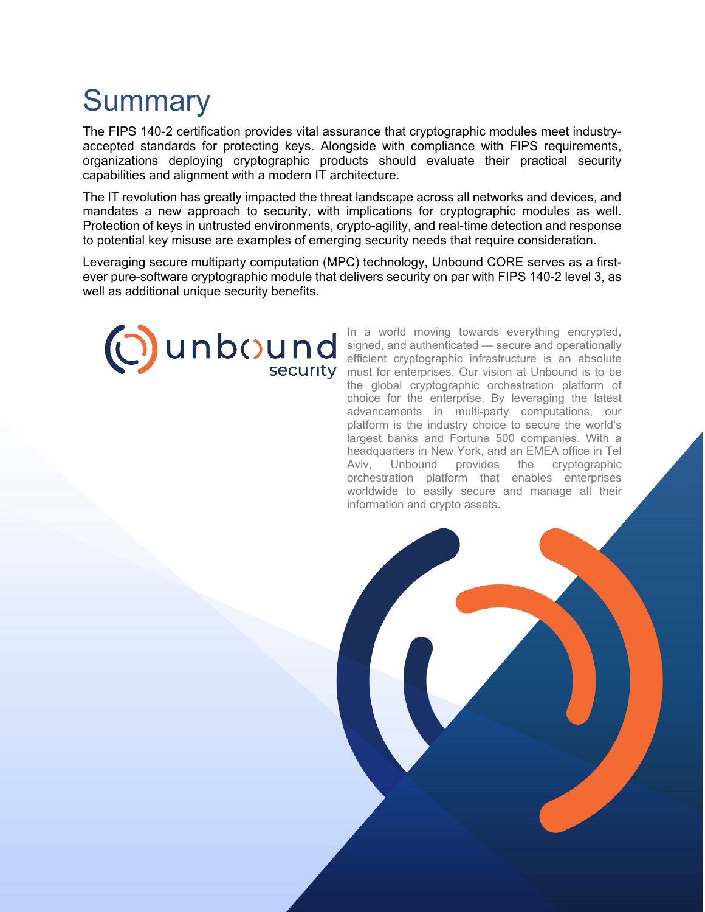# Summary

The FIPS 140-2 certification provides vital assurance that cryptographic modules meet industry-accepted standards for protecting keys. Alongside with compliance with FIPS requirements, organizations deploying cryptographic products should evaluate their practical security capabilities and alignment with a modern IT architecture.

The IT revolution has greatly impacted the threat landscape across all networks and devices, and mandates a new approach to security, with implications for cryptographic modules as well. Protection of keys in untrusted environments, crypto-agility, and real-time detection and response to potential key misuse are examples of emerging security needs that require consideration.

Leveraging secure multiparty computation (MPC) technology, Unbound CORE serves as a first-ever pure-software cryptographic module that delivers security on par with FIPS 140-2 level 3, as well as additional unique security benefits.

unbound security

In a world moving towards everything encrypted, signed, and authenticated — secure and operationally efficient cryptographic infrastructure is an absolute must for enterprises. Our vision at Unbound is to be the global cryptographic orchestration platform of choice for the enterprise. By leveraging the latest advancements in multi-party computations, our platform is the industry choice to secure the world's largest banks and Fortune 500 companies. With a headquarters in New York, and an EMEA office in Tel Aviv, Unbound provides the cryptographic orchestration platform that enables enterprises worldwide to easily secure and manage all their information and crypto assets.